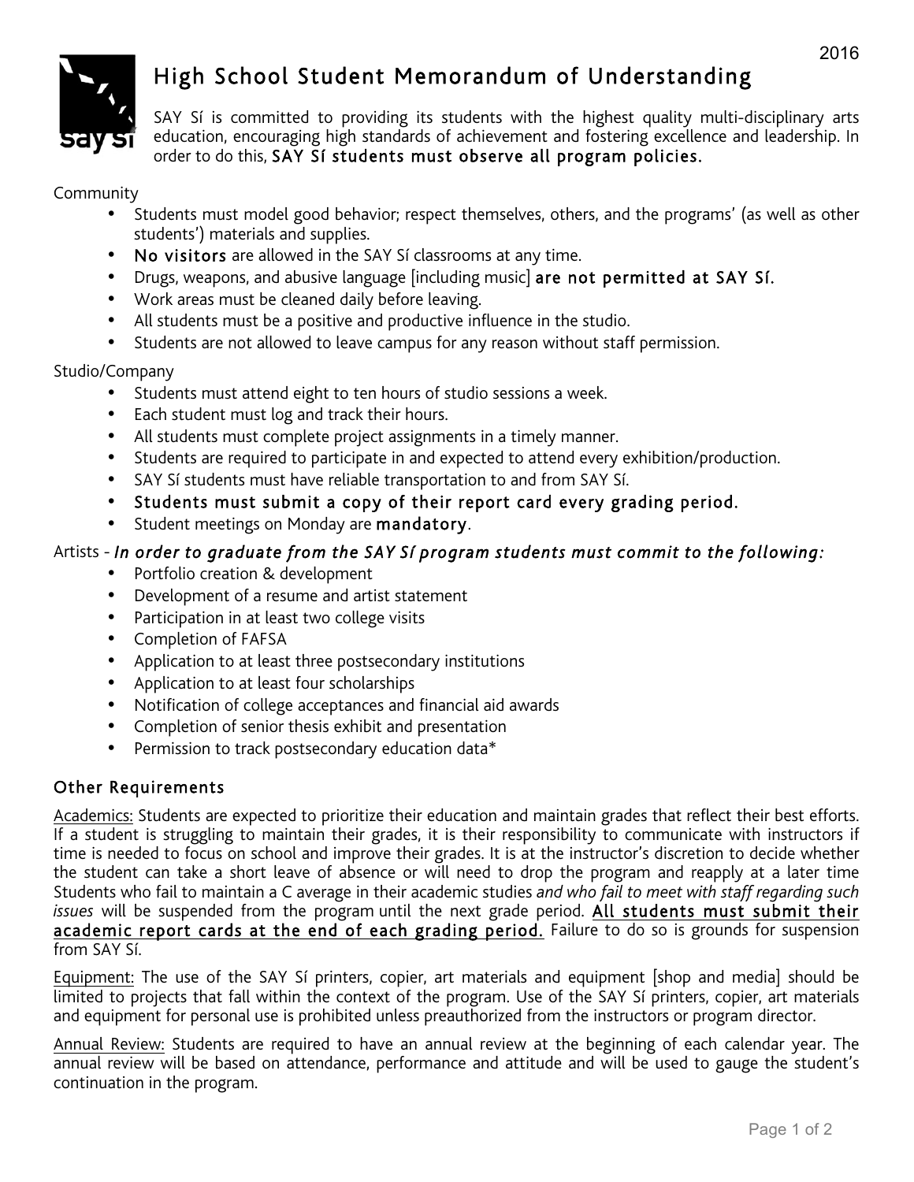2016

# High School Student Memorandum of Understanding

SAY Sí is committed to providing its students with the highest quality multi-disciplinary arts education, encouraging high standards of achievement and fostering excellence and leadership. In order to do this, **SAY Sí students must observe all program policies.**

Community

- Students must model good behavior; respect themselves, others, and the programs' (as well as other students') materials and supplies.
- **No visitors** are allowed in the SAY Sí classrooms at any time.
- Drugs, weapons, and abusive language [including music] **are not permitted at SAY Sí.**
- Work areas must be cleaned daily before leaving.
- All students must be a positive and productive influence in the studio.
- Students are not allowed to leave campus for any reason without staff permission.

Studio/Company

- Students must attend eight to ten hours of studio sessions a week.
- Each student must log and track their hours.
- All students must complete project assignments in a timely manner.
- Students are required to participate in and expected to attend every exhibition/production.
- SAY Sí students must have reliable transportation to and from SAY Sí.
- **Students must submit a copy of their report card every grading period.**
- Student meetings on Monday are **mandatory**.

Artists - ***In order to graduate from the SAY Sí program students must commit to the following:***

- Portfolio creation & development
- Development of a resume and artist statement
- Participation in at least two college visits
- Completion of FAFSA
- Application to at least three postsecondary institutions
- Application to at least four scholarships
- Notification of college acceptances and financial aid awards
- Completion of senior thesis exhibit and presentation
- Permission to track postsecondary education data*

## Other Requirements

<u>Academics:</u> Students are expected to prioritize their education and maintain grades that reflect their best efforts. If a student is struggling to maintain their grades, it is their responsibility to communicate with instructors if time is needed to focus on school and improve their grades. It is at the instructor's discretion to decide whether the student can take a short leave of absence or will need to drop the program and reapply at a later time Students who fail to maintain a C average in their academic studies *and who fail to meet with staff regarding such issues* will be suspended from the program until the next grade period. **<u>All students must submit their academic report cards at the end of each grading period.</u>** Failure to do so is grounds for suspension from SAY Sí.

<u>Equipment:</u> The use of the SAY Sí printers, copier, art materials and equipment [shop and media] should be limited to projects that fall within the context of the program. Use of the SAY Sí printers, copier, art materials and equipment for personal use is prohibited unless preauthorized from the instructors or program director.

<u>Annual Review:</u> Students are required to have an annual review at the beginning of each calendar year. The annual review will be based on attendance, performance and attitude and will be used to gauge the student's continuation in the program.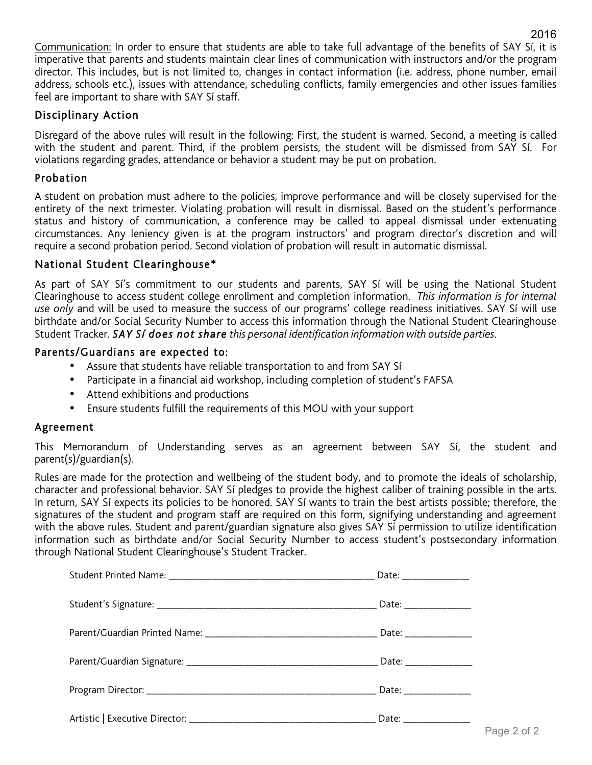Communication: In order to ensure that students are able to take full advantage of the benefits of SAY Sí, it is imperative that parents and students maintain clear lines of communication with instructors and/or the program director. This includes, but is not limited to, changes in contact information (i.e. address, phone number, email address, schools etc.), issues with attendance, scheduling conflicts, family emergencies and other issues families feel are important to share with SAY Sí staff.

## Disciplinary Action

Disregard of the above rules will result in the following: First, the student is warned. Second, a meeting is called with the student and parent. Third, if the problem persists, the student will be dismissed from SAY Sí. For violations regarding grades, attendance or behavior a student may be put on probation.

## Probation

A student on probation must adhere to the policies, improve performance and will be closely supervised for the entirety of the next trimester. Violating probation will result in dismissal. Based on the student's performance status and history of communication, a conference may be called to appeal dismissal under extenuating circumstances. Any leniency given is at the program instructors' and program director's discretion and will require a second probation period. Second violation of probation will result in automatic dismissal.

## National Student Clearinghouse*

As part of SAY Sí's commitment to our students and parents, SAY Sí will be using the National Student Clearinghouse to access student college enrollment and completion information. *This information is for internal use only* and will be used to measure the success of our programs' college readiness initiatives. SAY Sí will use birthdate and/or Social Security Number to access this information through the National Student Clearinghouse Student Tracker. ***SAY Sí does not share** this personal identification information with outside parties*.

## Parents/Guardians are expected to:

- Assure that students have reliable transportation to and from SAY Sí
- Participate in a financial aid workshop, including completion of student's FAFSA
- Attend exhibitions and productions
- Ensure students fulfill the requirements of this MOU with your support

## Agreement

This Memorandum of Understanding serves as an agreement between SAY Sí, the student and parent(s)/guardian(s).

Rules are made for the protection and wellbeing of the student body, and to promote the ideals of scholarship, character and professional behavior. SAY Sí pledges to provide the highest caliber of training possible in the arts. In return, SAY Sí expects its policies to be honored. SAY Sí wants to train the best artists possible; therefore, the signatures of the student and program staff are required on this form, signifying understanding and agreement with the above rules. Student and parent/guardian signature also gives SAY Sí permission to utilize identification information such as birthdate and/or Social Security Number to access student's postsecondary information through National Student Clearinghouse's Student Tracker.

Student Printed Name: ________________________________________ Date: _____________

Student's Signature: ___________________________________________ Date: _____________

Parent/Guardian Printed Name: _________________________________ Date: _____________

Parent/Guardian Signature: _____________________________________ Date: _____________

Program Director: _____________________________________________ Date: _____________

Artistic | Executive Director: ___________________________________ Date: _____________